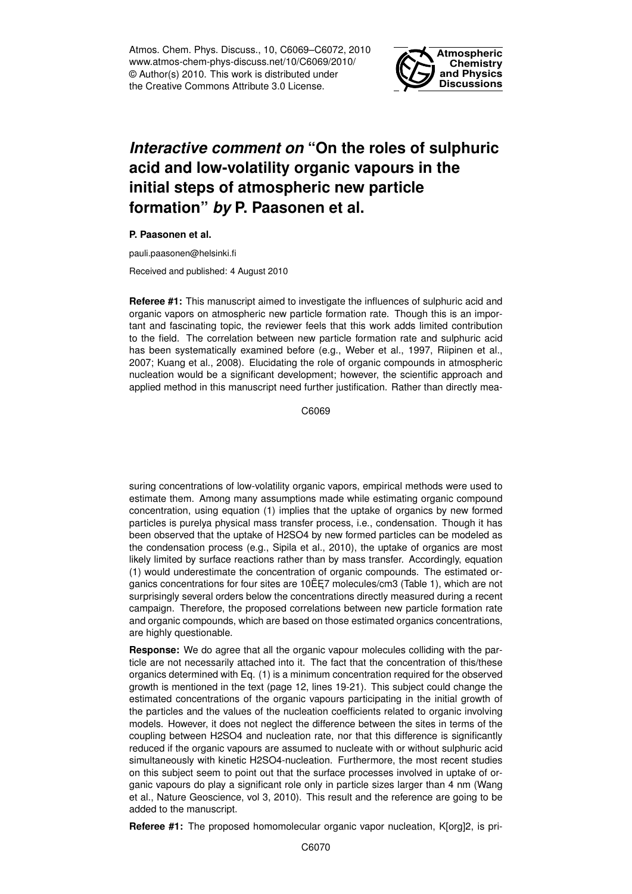Atmos. Chem. Phys. Discuss., 10, C6069–C6072, 2010
www.atmos-chem-phys-discuss.net/10/C6069/2010/
© Author(s) 2010. This work is distributed under
the Creative Commons Attribute 3.0 License.

**Atmospheric Chemistry and Physics Discussions**

# *Interactive comment on* "On the roles of sulphuric acid and low-volatility organic vapours in the initial steps of atmospheric new particle formation" *by* P. Paasonen et al.

**P. Paasonen et al.**

pauli.paasonen@helsinki.fi

Received and published: 4 August 2010

**Referee #1:** This manuscript aimed to investigate the influences of sulphuric acid and organic vapors on atmospheric new particle formation rate. Though this is an important and fascinating topic, the reviewer feels that this work adds limited contribution to the field. The correlation between new particle formation rate and sulphuric acid has been systematically examined before (e.g., Weber et al., 1997, Riipinen et al., 2007; Kuang et al., 2008). Elucidating the role of organic compounds in atmospheric nucleation would be a significant development; however, the scientific approach and applied method in this manuscript need further justification. Rather than directly measuring concentrations of low-volatility organic vapors, empirical methods were used to estimate them. Among many assumptions made while estimating organic compound concentration, using equation (1) implies that the uptake of organics by new formed particles is purelya physical mass transfer process, i.e., condensation. Though it has been observed that the uptake of H2SO4 by new formed particles can be modeled as the condensation process (e.g., Sipila et al., 2010), the uptake of organics are most likely limited by surface reactions rather than by mass transfer. Accordingly, equation (1) would underestimate the concentration of organic compounds. The estimated organics concentrations for four sites are 10ËĘ7 molecules/cm3 (Table 1), which are not surprisingly several orders below the concentrations directly measured during a recent campaign. Therefore, the proposed correlations between new particle formation rate and organic compounds, which are based on those estimated organics concentrations, are highly questionable.

**Response:** We do agree that all the organic vapour molecules colliding with the particle are not necessarily attached into it. The fact that the concentration of this/these organics determined with Eq. (1) is a minimum concentration required for the observed growth is mentioned in the text (page 12, lines 19-21). This subject could change the estimated concentrations of the organic vapours participating in the initial growth of the particles and the values of the nucleation coefficients related to organic involving models. However, it does not neglect the difference between the sites in terms of the coupling between H2SO4 and nucleation rate, nor that this difference is significantly reduced if the organic vapours are assumed to nucleate with or without sulphuric acid simultaneously with kinetic H2SO4-nucleation. Furthermore, the most recent studies on this subject seem to point out that the surface processes involved in uptake of organic vapours do play a significant role only in particle sizes larger than 4 nm (Wang et al., Nature Geoscience, vol 3, 2010). This result and the reference are going to be added to the manuscript.

**Referee #1:** The proposed homomolecular organic vapor nucleation, K[org]2, is pri-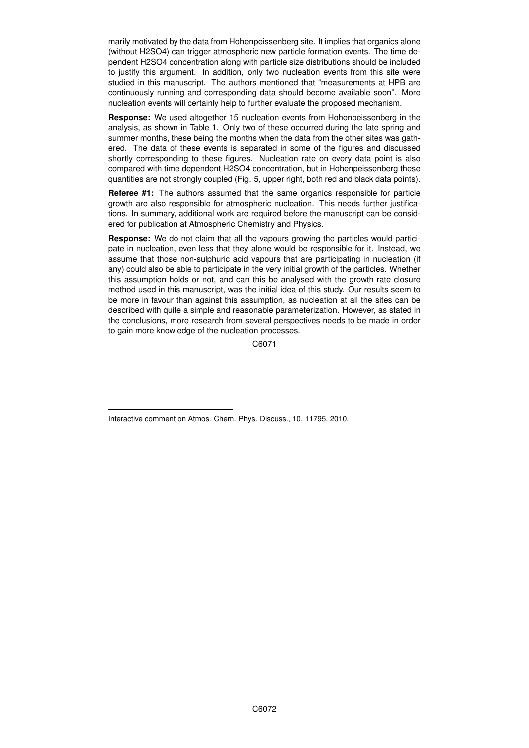marily motivated by the data from Hohenpeissenberg site. It implies that organics alone (without $H_2SO_4$) can trigger atmospheric new particle formation events. The time dependent $H_2SO_4$ concentration along with particle size distributions should be included to justify this argument. In addition, only two nucleation events from this site were studied in this manuscript. The authors mentioned that "measurements at HPB are continuously running and corresponding data should become available soon". More nucleation events will certainly help to further evaluate the proposed mechanism.

**Response:** We used altogether 15 nucleation events from Hohenpeissenberg in the analysis, as shown in Table 1. Only two of these occurred during the late spring and summer months, these being the months when the data from the other sites was gathered. The data of these events is separated in some of the figures and discussed shortly corresponding to these figures. Nucleation rate on every data point is also compared with time dependent $H_2SO_4$ concentration, but in Hohenpeissenberg these quantities are not strongly coupled (Fig. 5, upper right, both red and black data points).

**Referee #1:** The authors assumed that the same organics responsible for particle growth are also responsible for atmospheric nucleation. This needs further justifications. In summary, additional work are required before the manuscript can be considered for publication at Atmospheric Chemistry and Physics.

**Response:** We do not claim that all the vapours growing the particles would participate in nucleation, even less that they alone would be responsible for it. Instead, we assume that those non-sulphuric acid vapours that are participating in nucleation (if any) could also be able to participate in the very initial growth of the particles. Whether this assumption holds or not, and can this be analysed with the growth rate closure method used in this manuscript, was the initial idea of this study. Our results seem to be more in favour than against this assumption, as nucleation at all the sites can be described with quite a simple and reasonable parameterization. However, as stated in the conclusions, more research from several perspectives needs to be made in order to gain more knowledge of the nucleation processes.

Interactive comment on Atmos. Chem. Phys. Discuss., 10, 11795, 2010.